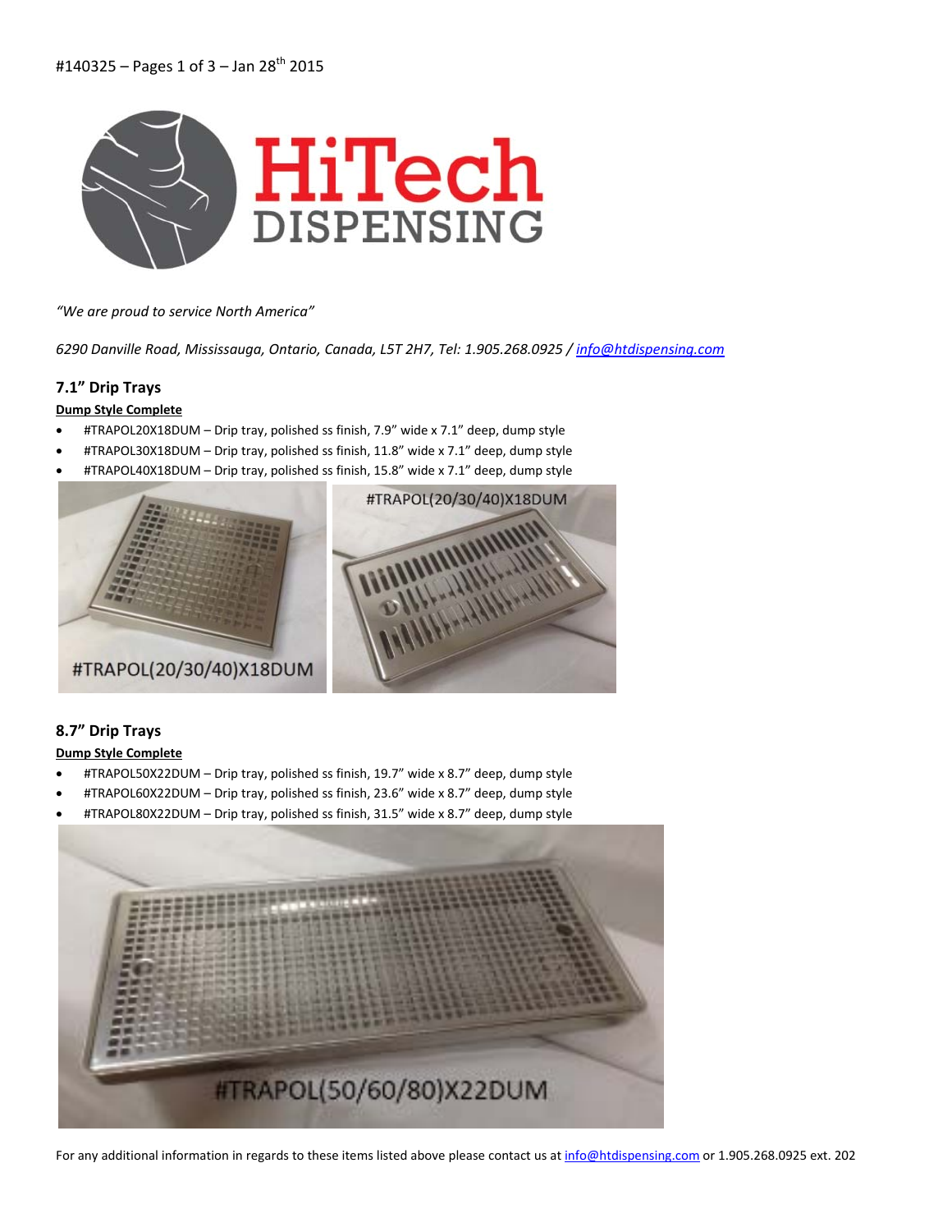#140325 – Pages 1 of 3 – Jan 28th 2015

HiTech DISPENSING

*"We are proud to service North America"*

*6290 Danville Road, Mississauga, Ontario, Canada, L5T 2H7, Tel: 1.905.268.0925 / info@htdispensing.com*

### 7.1" Drip Trays

**Dump Style Complete**

- #TRAPOL20X18DUM – Drip tray, polished ss finish, 7.9" wide x 7.1" deep, dump style
- #TRAPOL30X18DUM – Drip tray, polished ss finish, 11.8" wide x 7.1" deep, dump style
- #TRAPOL40X18DUM – Drip tray, polished ss finish, 15.8" wide x 7.1" deep, dump style

#TRAPOL(20/30/40)X18DUM

#TRAPOL(20/30/40)X18DUM

### 8.7" Drip Trays

**Dump Style Complete**

- #TRAPOL50X22DUM – Drip tray, polished ss finish, 19.7" wide x 8.7" deep, dump style
- #TRAPOL60X22DUM – Drip tray, polished ss finish, 23.6" wide x 8.7" deep, dump style
- #TRAPOL80X22DUM – Drip tray, polished ss finish, 31.5" wide x 8.7" deep, dump style

#TRAPOL(50/60/80)X22DUM

For any additional information in regards to these items listed above please contact us at info@htdispensing.com or 1.905.268.0925 ext. 202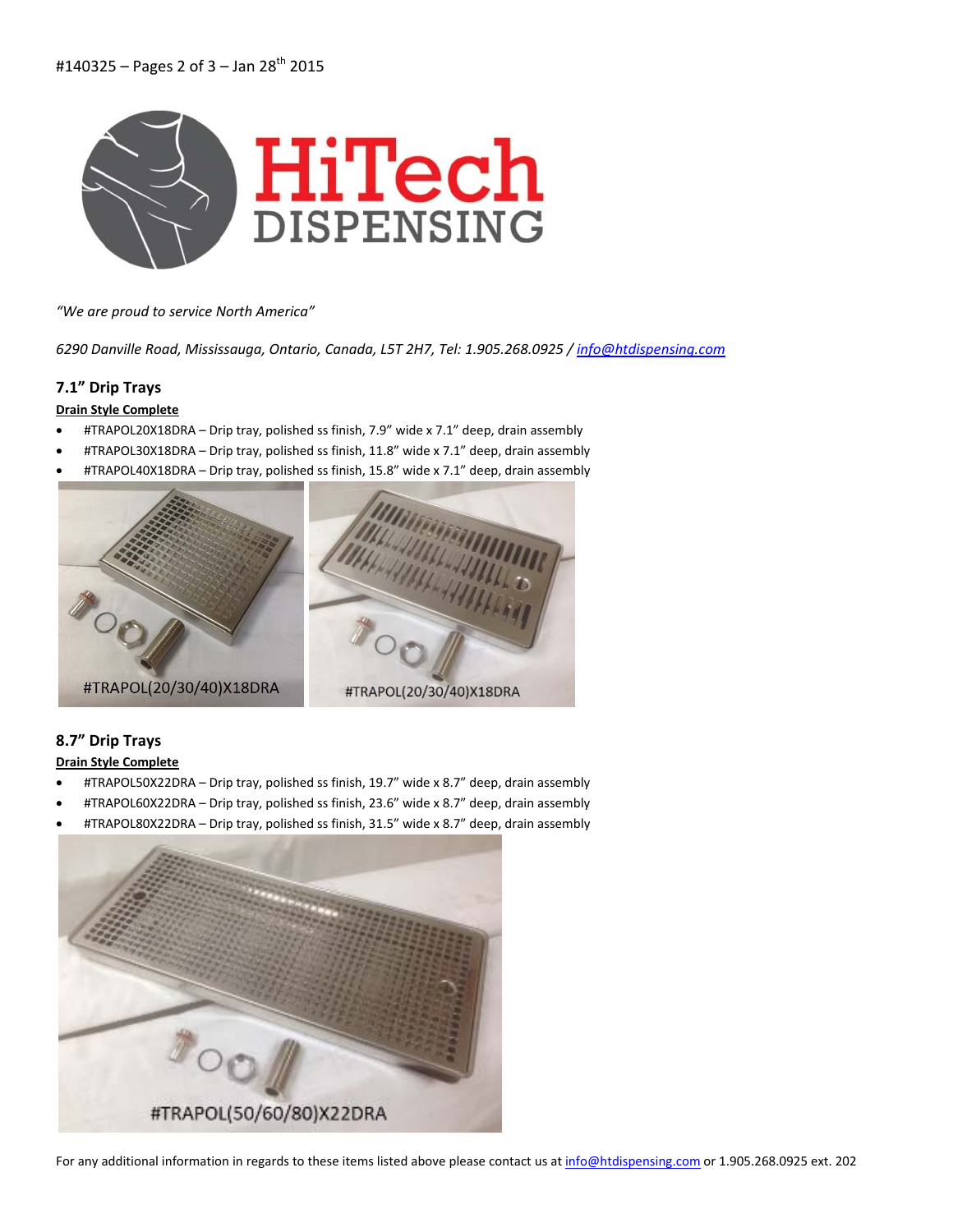“We are proud to service North America”

*6290 Danville Road, Mississauga, Ontario, Canada, L5T 2H7, Tel: 1.905.268.0925 / info@htdispensing.com*

### 7.1” Drip Trays

**Drain Style Complete**

- #TRAPOL20X18DRA – Drip tray, polished ss finish, 7.9” wide x 7.1” deep, drain assembly
- #TRAPOL30X18DRA – Drip tray, polished ss finish, 11.8” wide x 7.1” deep, drain assembly
- #TRAPOL40X18DRA – Drip tray, polished ss finish, 15.8” wide x 7.1” deep, drain assembly

#TRAPOL(20/30/40)X18DRA

#TRAPOL(20/30/40)X18DRA

### 8.7” Drip Trays

**Drain Style Complete**

- #TRAPOL50X22DRA – Drip tray, polished ss finish, 19.7” wide x 8.7” deep, drain assembly
- #TRAPOL60X22DRA – Drip tray, polished ss finish, 23.6” wide x 8.7” deep, drain assembly
- #TRAPOL80X22DRA – Drip tray, polished ss finish, 31.5” wide x 8.7” deep, drain assembly

#TRAPOL(50/60/80)X22DRA

For any additional information in regards to these items listed above please contact us at info@htdispensing.com or 1.905.268.0925 ext. 202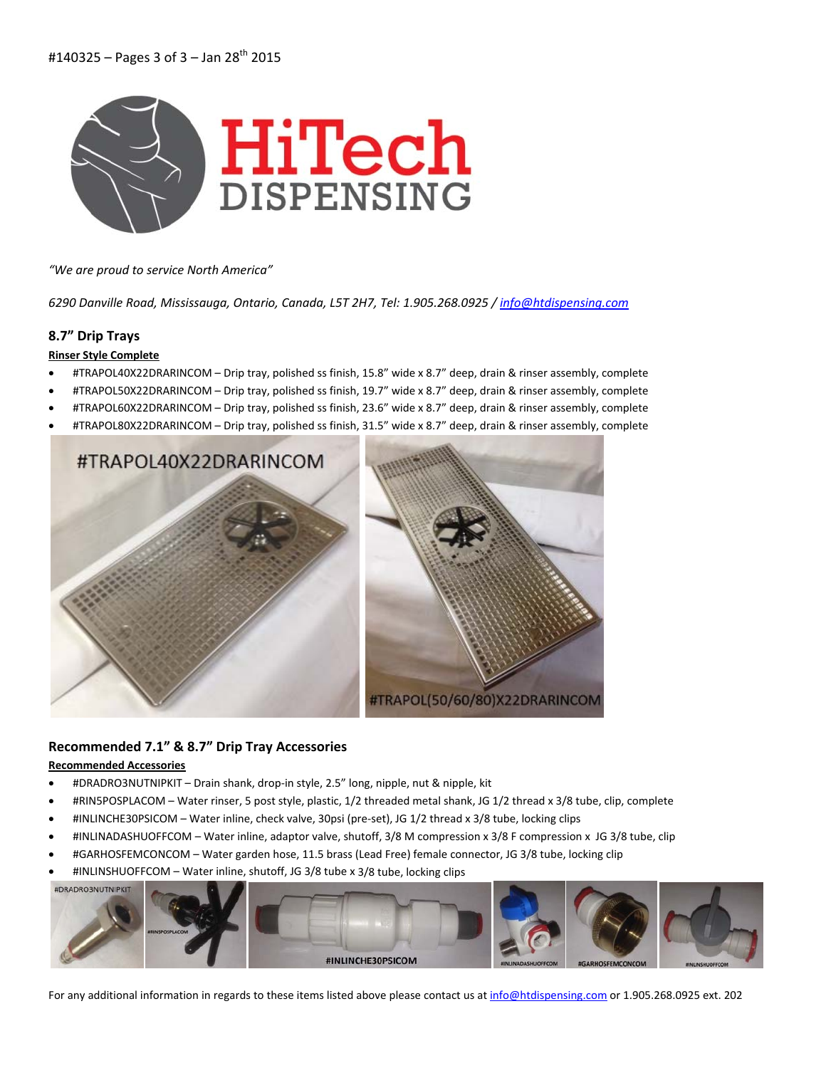#140325 – Pages 3 of 3 – Jan 28th 2015

HiTech DISPENSING

*"We are proud to service North America"*

*6290 Danville Road, Mississauga, Ontario, Canada, L5T 2H7, Tel: 1.905.268.0925 / info@htdispensing.com*

## 8.7" Drip Trays

**Rinser Style Complete**

- #TRAPOL40X22DRARINCOM – Drip tray, polished ss finish, 15.8" wide x 8.7" deep, drain & rinser assembly, complete
- #TRAPOL50X22DRARINCOM – Drip tray, polished ss finish, 19.7" wide x 8.7" deep, drain & rinser assembly, complete
- #TRAPOL60X22DRARINCOM – Drip tray, polished ss finish, 23.6" wide x 8.7" deep, drain & rinser assembly, complete
- #TRAPOL80X22DRARINCOM – Drip tray, polished ss finish, 31.5" wide x 8.7" deep, drain & rinser assembly, complete

#TRAPOL40X22DRARINCOM

#TRAPOL(50/60/80)X22DRARINCOM

## Recommended 7.1" & 8.7" Drip Tray Accessories

**Recommended Accessories**

- #DRADRO3NUTNIPKIT – Drain shank, drop-in style, 2.5" long, nipple, nut & nipple, kit
- #RIN5POSPLACOM – Water rinser, 5 post style, plastic, 1/2 threaded metal shank, JG 1/2 thread x 3/8 tube, clip, complete
- #INLINCHE30PSICOM – Water inline, check valve, 30psi (pre-set), JG 1/2 thread x 3/8 tube, locking clips
- #INLINADASHUOFFCOM – Water inline, adaptor valve, shutoff, 3/8 M compression x 3/8 F compression x JG 3/8 tube, clip
- #GARHOSFEMCONCOM – Water garden hose, 11.5 brass (Lead Free) female connector, JG 3/8 tube, locking clip
- #INLINSHUOFFCOM – Water inline, shutoff, JG 3/8 tube x 3/8 tube, locking clips

#DRADRO3NUTNIPKIT

#RIN5POSPLACOM

#INLINCHE30PSICOM

#INLINADASHUOFFCOM

#GARHOSFEMCONCOM

#INLINSHUOFFCOM

For any additional information in regards to these items listed above please contact us at info@htdispensing.com or 1.905.268.0925 ext. 202